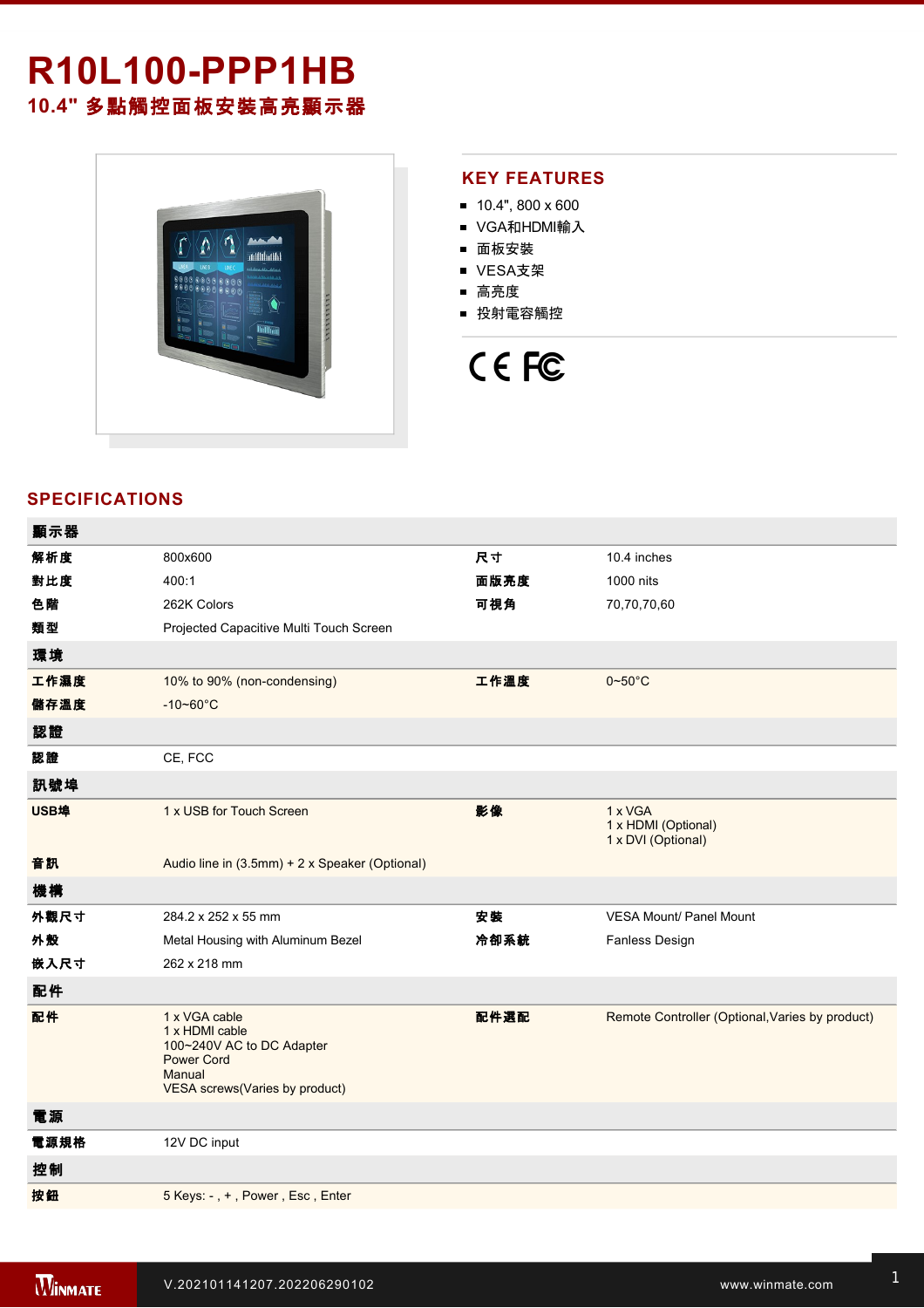# R10L100-PPP1HB

## 10.4" 多點觸控面板安裝高亮顯示器

## KEY FEATURES

- 10.4", 800 x 600
- VGA和HDMI輸入
- 面板安裝
- VESA支架
- 高亮度
- 投射電容觸控

## SPECIFICATIONS

| | | | |
|---|---|---|---|
| **顯示器** | | | |
| **解析度** | 800x600 | **尺寸** | 10.4 inches |
| **對比度** | 400:1 | **面版亮度** | 1000 nits |
| **色階** | 262K Colors | **可視角** | 70,70,70,60 |
| **類型** | Projected Capacitive Multi Touch Screen | | |
| **環境** | | | |
| **工作濕度** | 10% to 90% (non-condensing) | **工作溫度** | 0~50°C |
| **儲存溫度** | -10~60°C | | |
| **認證** | | | |
| **認證** | CE, FCC | | |
| **訊號埠** | | | |
| **USB埠** | 1 x USB for Touch Screen | **影像** | 1 x VGA<br>1 x HDMI (Optional)<br>1 x DVI (Optional) |
| **音訊** | Audio line in (3.5mm) + 2 x Speaker (Optional) | | |
| **機構** | | | |
| **外觀尺寸** | 284.2 x 252 x 55 mm | **安裝** | VESA Mount/ Panel Mount |
| **外殼** | Metal Housing with Aluminum Bezel | **冷卻系統** | Fanless Design |
| **嵌入尺寸** | 262 x 218 mm | | |
| **配件** | | | |
| **配件** | 1 x VGA cable<br>1 x HDMI cable<br>100~240V AC to DC Adapter<br>Power Cord<br>Manual<br>VESA screws(Varies by product) | **配件選配** | Remote Controller (Optional,Varies by product) |
| **電源** | | | |
| **電源規格** | 12V DC input | | |
| **控制** | | | |
| **按鈕** | 5 Keys: - , + , Power , Esc , Enter | | |

V.202101141207.202206290102

www.winmate.com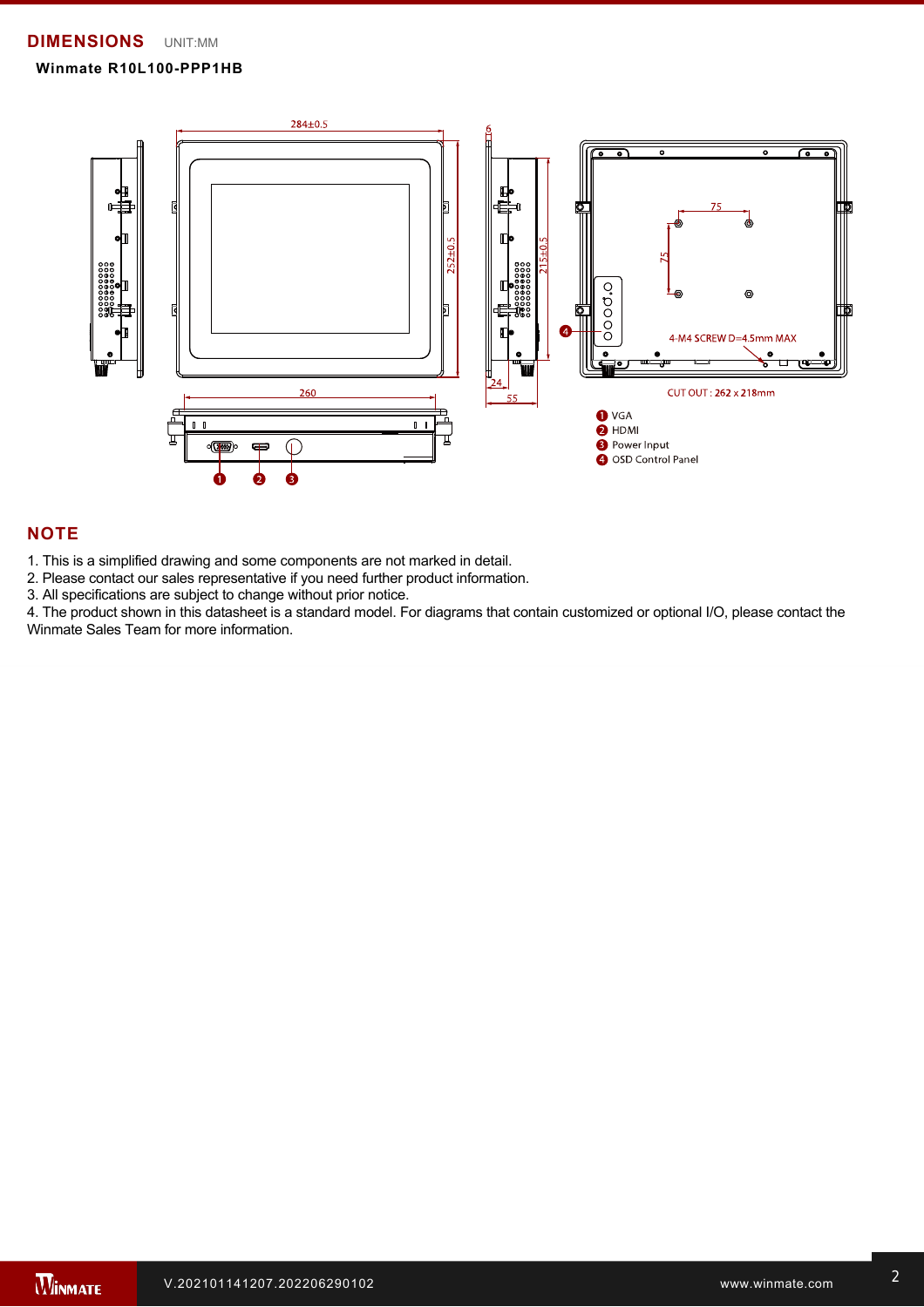## DIMENSIONS UNIT:MM

**Winmate R10L100-PPP1HB**

284±0.5

6

252±0.5

215±0.5

75

75

4-M4 SCREW D=4.5mm MAX

260

24

55

CUT OUT : 262 x 218mm

1 VGA
2 HDMI
3 Power Input
4 OSD Control Panel

## NOTE

1. This is a simplified drawing and some components are not marked in detail.
2. Please contact our sales representative if you need further product information.
3. All specifications are subject to change without prior notice.
4. The product shown in this datasheet is a standard model. For diagrams that contain customized or optional I/O, please contact the Winmate Sales Team for more information.